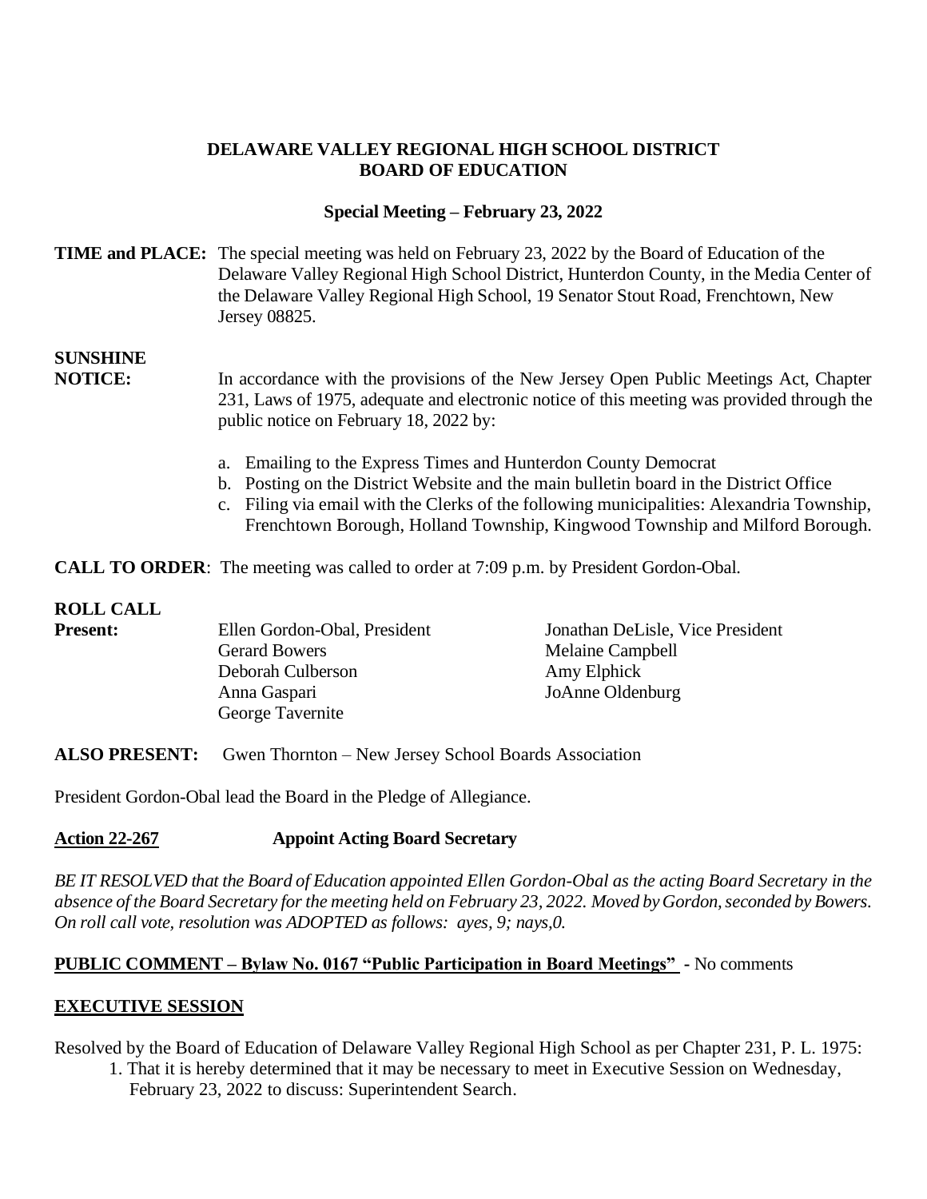# DELAWARE VALLEY REGIONAL HIGH SCHOOL DISTRICT
# BOARD OF EDUCATION

## Special Meeting – February 23, 2022

**TIME and PLACE:** The special meeting was held on February 23, 2022 by the Board of Education of the Delaware Valley Regional High School District, Hunterdon County, in the Media Center of the Delaware Valley Regional High School, 19 Senator Stout Road, Frenchtown, New Jersey 08825.

**SUNSHINE NOTICE:** In accordance with the provisions of the New Jersey Open Public Meetings Act, Chapter 231, Laws of 1975, adequate and electronic notice of this meeting was provided through the public notice on February 18, 2022 by:

a. Emailing to the Express Times and Hunterdon County Democrat
b. Posting on the District Website and the main bulletin board in the District Office
c. Filing via email with the Clerks of the following municipalities: Alexandria Township, Frenchtown Borough, Holland Township, Kingwood Township and Milford Borough.

**CALL TO ORDER**: The meeting was called to order at 7:09 p.m. by President Gordon-Obal.

**ROLL CALL**

**Present:**

Ellen Gordon-Obal, President
Jonathan DeLisle, Vice President
Gerard Bowers
Melaine Campbell
Deborah Culberson
Amy Elphick
Anna Gaspari
JoAnne Oldenburg
George Tavernite

**ALSO PRESENT:** Gwen Thornton – New Jersey School Boards Association

President Gordon-Obal lead the Board in the Pledge of Allegiance.

**Action 22-267 Appoint Acting Board Secretary**

*BE IT RESOLVED that the Board of Education appointed Ellen Gordon-Obal as the acting Board Secretary in the absence of the Board Secretary for the meeting held on February 23, 2022. Moved by Gordon, seconded by Bowers. On roll call vote, resolution was ADOPTED as follows: ayes, 9; nays,0.*

**PUBLIC COMMENT – Bylaw No. 0167 "Public Participation in Board Meetings"** - No comments

**EXECUTIVE SESSION**

Resolved by the Board of Education of Delaware Valley Regional High School as per Chapter 231, P. L. 1975:

1. That it is hereby determined that it may be necessary to meet in Executive Session on Wednesday, February 23, 2022 to discuss: Superintendent Search.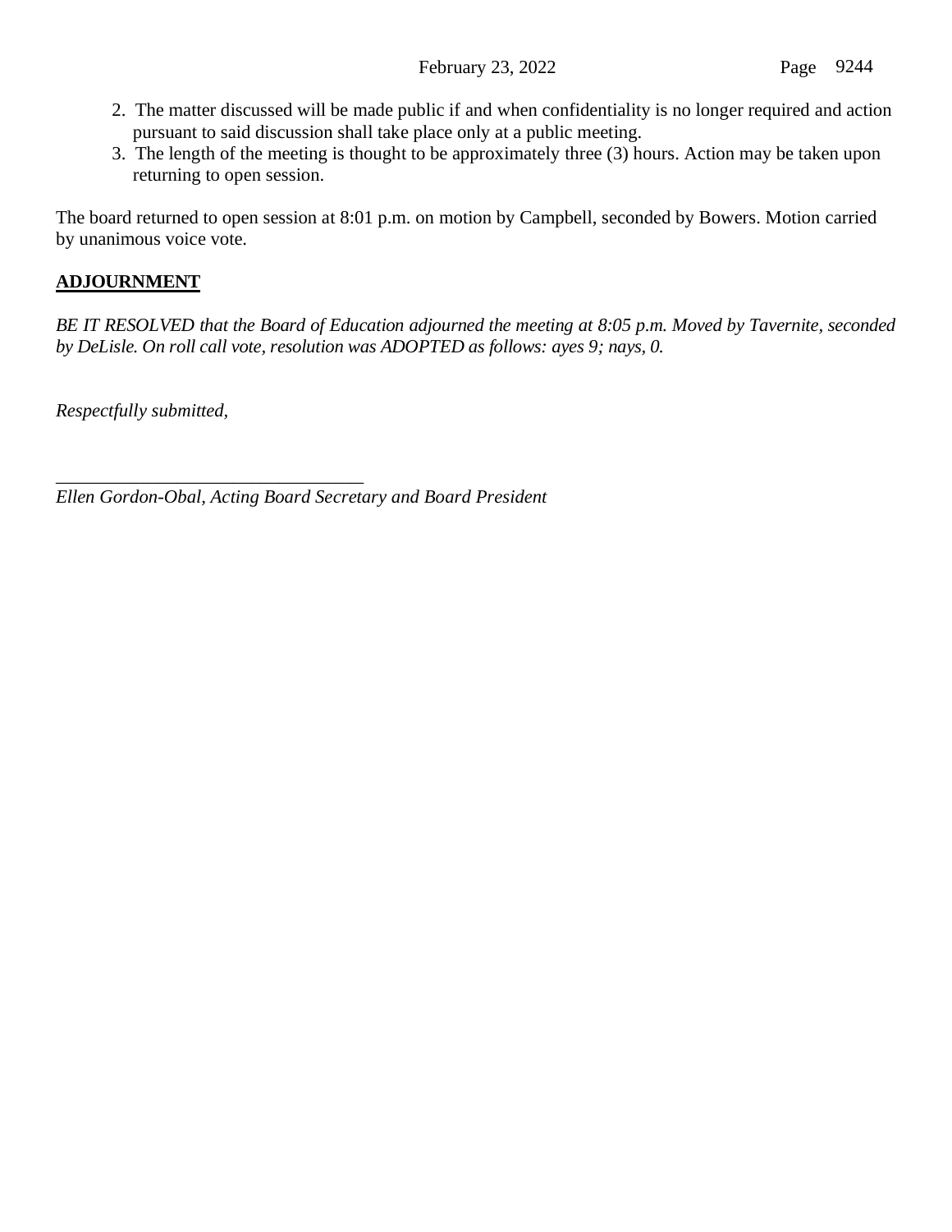2. The matter discussed will be made public if and when confidentiality is no longer required and action pursuant to said discussion shall take place only at a public meeting.
3. The length of the meeting is thought to be approximately three (3) hours. Action may be taken upon returning to open session.

The board returned to open session at 8:01 p.m. on motion by Campbell, seconded by Bowers. Motion carried by unanimous voice vote.

**ADJOURNMENT**

*BE IT RESOLVED that the Board of Education adjourned the meeting at 8:05 p.m. Moved by Tavernite, seconded by DeLisle. On roll call vote, resolution was ADOPTED as follows: ayes 9; nays, 0.*

*Respectfully submitted,*

_________________________________

*Ellen Gordon-Obal, Acting Board Secretary and Board President*